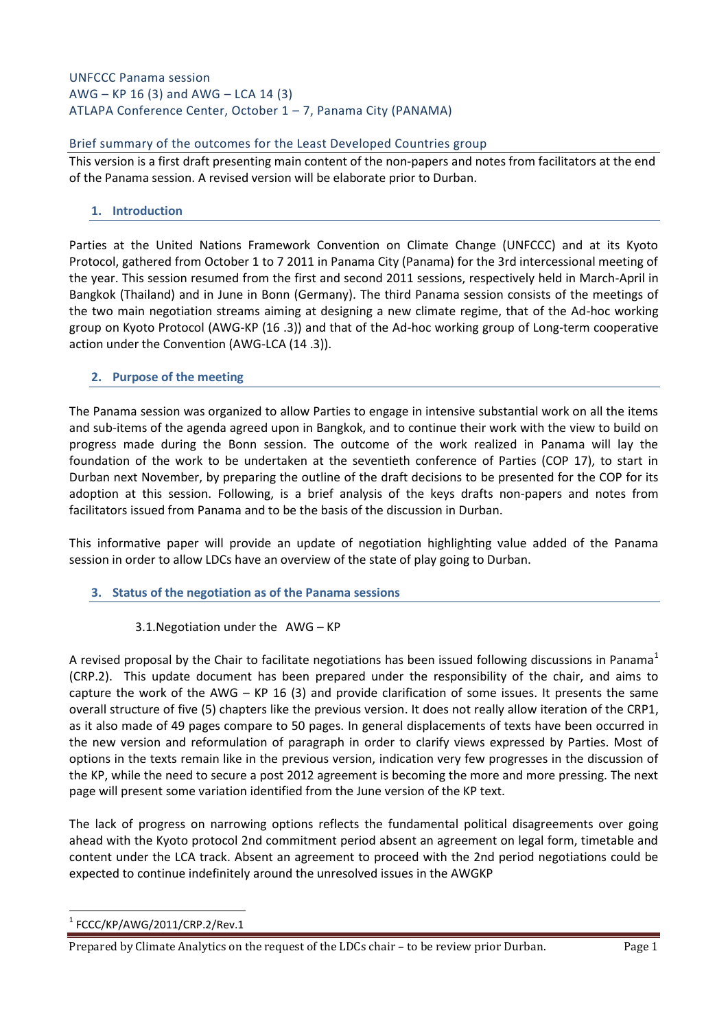UNFCCC Panama session
AWG – KP 16 (3) and AWG – LCA 14 (3)
ATLAPA Conference Center, October 1 – 7, Panama City (PANAMA)

## Brief summary of the outcomes for the Least Developed Countries group

This version is a first draft presenting main content of the non-papers and notes from facilitators at the end of the Panama session. A revised version will be elaborate prior to Durban.

### 1. Introduction

Parties at the United Nations Framework Convention on Climate Change (UNFCCC) and at its Kyoto Protocol, gathered from October 1 to 7 2011 in Panama City (Panama) for the 3rd intercessional meeting of the year. This session resumed from the first and second 2011 sessions, respectively held in March-April in Bangkok (Thailand) and in June in Bonn (Germany). The third Panama session consists of the meetings of the two main negotiation streams aiming at designing a new climate regime, that of the Ad-hoc working group on Kyoto Protocol (AWG-KP (16 .3)) and that of the Ad-hoc working group of Long-term cooperative action under the Convention (AWG-LCA (14 .3)).

### 2. Purpose of the meeting

The Panama session was organized to allow Parties to engage in intensive substantial work on all the items and sub-items of the agenda agreed upon in Bangkok, and to continue their work with the view to build on progress made during the Bonn session. The outcome of the work realized in Panama will lay the foundation of the work to be undertaken at the seventieth conference of Parties (COP 17), to start in Durban next November, by preparing the outline of the draft decisions to be presented for the COP for its adoption at this session. Following, is a brief analysis of the keys drafts non-papers and notes from facilitators issued from Panama and to be the basis of the discussion in Durban.

This informative paper will provide an update of negotiation highlighting value added of the Panama session in order to allow LDCs have an overview of the state of play going to Durban.

### 3. Status of the negotiation as of the Panama sessions

#### 3.1. Negotiation under the AWG – KP

A revised proposal by the Chair to facilitate negotiations has been issued following discussions in Panama[1] (CRP.2). This update document has been prepared under the responsibility of the chair, and aims to capture the work of the AWG – KP 16 (3) and provide clarification of some issues. It presents the same overall structure of five (5) chapters like the previous version. It does not really allow iteration of the CRP1, as it also made of 49 pages compare to 50 pages. In general displacements of texts have been occurred in the new version and reformulation of paragraph in order to clarify views expressed by Parties. Most of options in the texts remain like in the previous version, indication very few progresses in the discussion of the KP, while the need to secure a post 2012 agreement is becoming the more and more pressing. The next page will present some variation identified from the June version of the KP text.

The lack of progress on narrowing options reflects the fundamental political disagreements over going ahead with the Kyoto protocol 2nd commitment period absent an agreement on legal form, timetable and content under the LCA track. Absent an agreement to proceed with the 2nd period negotiations could be expected to continue indefinitely around the unresolved issues in the AWGKP

[1] FCCC/KP/AWG/2011/CRP.2/Rev.1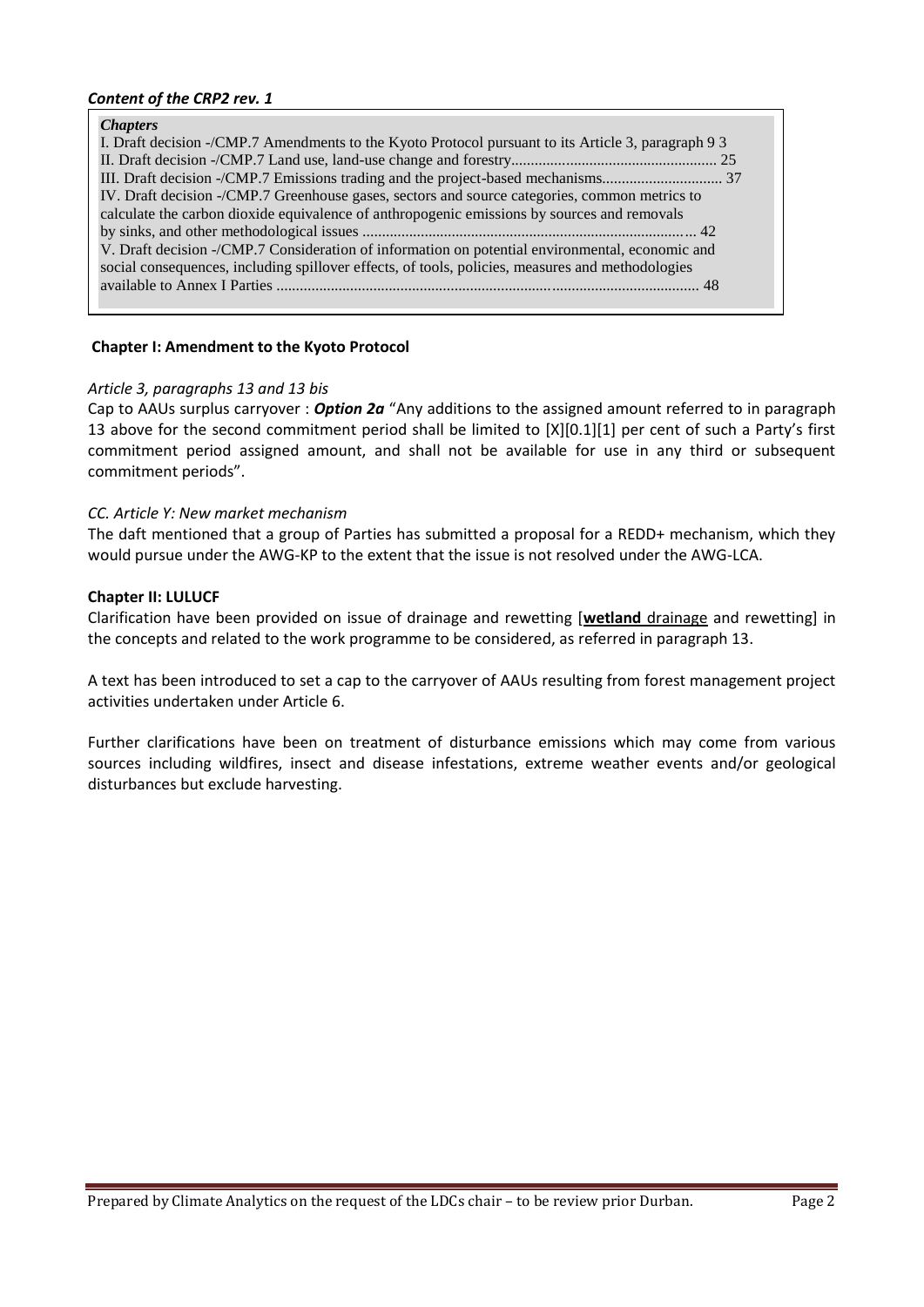***Content of the CRP2 rev. 1***

> ***Chapters***
> I. Draft decision -/CMP.7 Amendments to the Kyoto Protocol pursuant to its Article 3, paragraph 9 3
> II. Draft decision -/CMP.7 Land use, land-use change and forestry.................................................... 25
> III. Draft decision -/CMP.7 Emissions trading and the project-based mechanisms.............................. 37
> IV. Draft decision -/CMP.7 Greenhouse gases, sectors and source categories, common metrics to calculate the carbon dioxide equivalence of anthropogenic emissions by sources and removals by sinks, and other methodological issues .................................................................................... 42
> V. Draft decision -/CMP.7 Consideration of information on potential environmental, economic and social consequences, including spillover effects, of tools, policies, measures and methodologies available to Annex I Parties ........................................................................................................... 48

**Chapter I: Amendment to the Kyoto Protocol**

*Article 3, paragraphs 13 and 13 bis*

Cap to AAUs surplus carryover : ***Option 2a*** "Any additions to the assigned amount referred to in paragraph 13 above for the second commitment period shall be limited to [X][0.1][1] per cent of such a Party's first commitment period assigned amount, and shall not be available for use in any third or subsequent commitment periods".

*CC. Article Y: New market mechanism*

The daft mentioned that a group of Parties has submitted a proposal for a REDD+ mechanism, which they would pursue under the AWG-KP to the extent that the issue is not resolved under the AWG-LCA.

**Chapter II: LULUCF**

Clarification have been provided on issue of drainage and rewetting [**wetland** drainage and rewetting] in the concepts and related to the work programme to be considered, as referred in paragraph 13.

A text has been introduced to set a cap to the carryover of AAUs resulting from forest management project activities undertaken under Article 6.

Further clarifications have been on treatment of disturbance emissions which may come from various sources including wildfires, insect and disease infestations, extreme weather events and/or geological disturbances but exclude harvesting.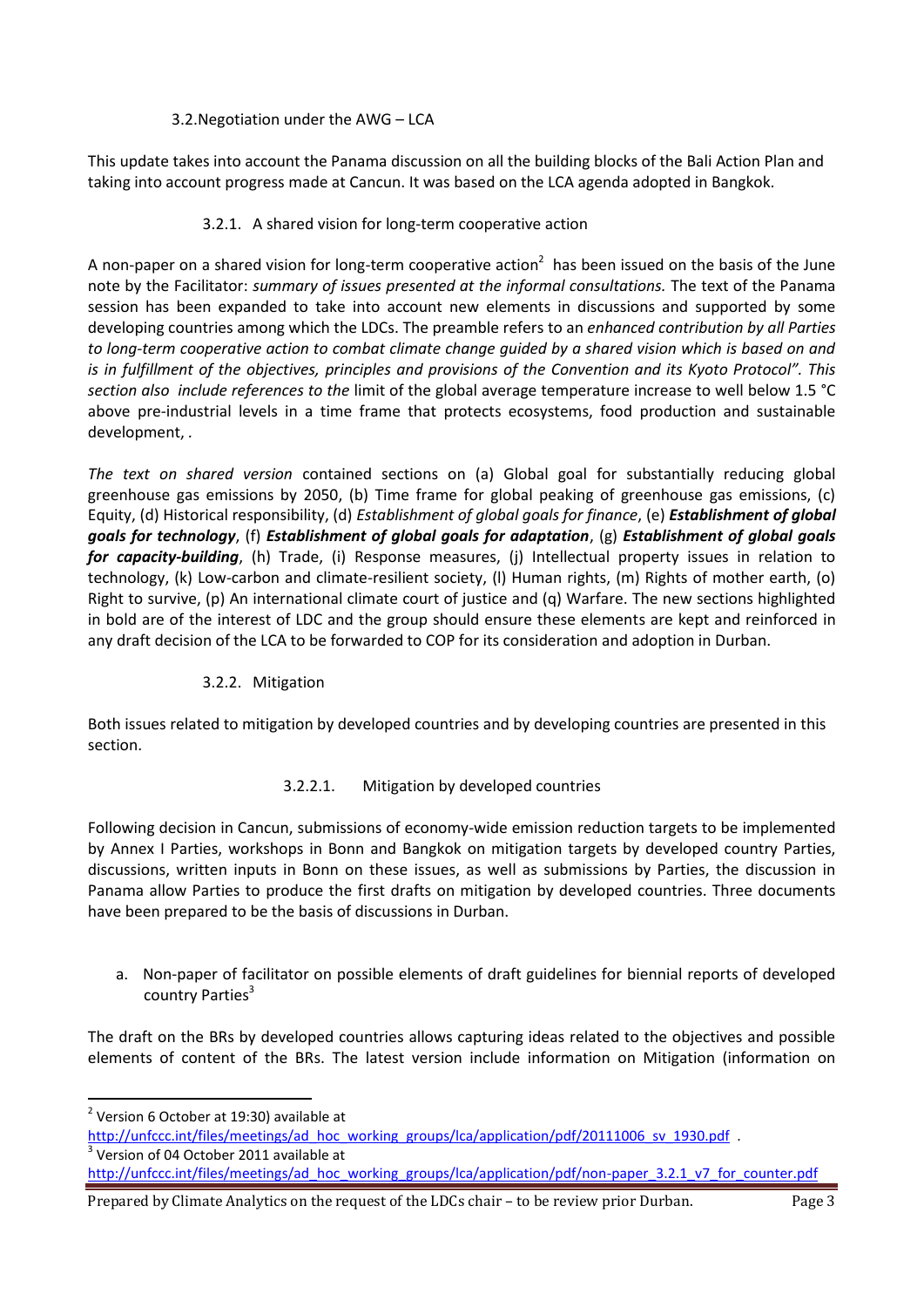### 3.2. Negotiation under the AWG – LCA

This update takes into account the Panama discussion on all the building blocks of the Bali Action Plan and taking into account progress made at Cancun. It was based on the LCA agenda adopted in Bangkok.

#### 3.2.1. A shared vision for long-term cooperative action

A non-paper on a shared vision for long-term cooperative action[2] has been issued on the basis of the June note by the Facilitator: *summary of issues presented at the informal consultations.* The text of the Panama session has been expanded to take into account new elements in discussions and supported by some developing countries among which the LDCs. The preamble refers to an *enhanced contribution by all Parties to long-term cooperative action to combat climate change guided by a shared vision which is based on and is in fulfillment of the objectives, principles and provisions of the Convention and its Kyoto Protocol". This section also include references to the* limit of the global average temperature increase to well below 1.5 °C above pre-industrial levels in a time frame that protects ecosystems, food production and sustainable development, .

*The text on shared version* contained sections on (a) Global goal for substantially reducing global greenhouse gas emissions by 2050, (b) Time frame for global peaking of greenhouse gas emissions, (c) Equity, (d) Historical responsibility, (d) *Establishment of global goals for finance*, (e) ***Establishment of global goals for technology***, (f) ***Establishment of global goals for adaptation***, (g) ***Establishment of global goals for capacity-building***, (h) Trade, (i) Response measures, (j) Intellectual property issues in relation to technology, (k) Low-carbon and climate-resilient society, (l) Human rights, (m) Rights of mother earth, (o) Right to survive, (p) An international climate court of justice and (q) Warfare. The new sections highlighted in bold are of the interest of LDC and the group should ensure these elements are kept and reinforced in any draft decision of the LCA to be forwarded to COP for its consideration and adoption in Durban.

#### 3.2.2. Mitigation

Both issues related to mitigation by developed countries and by developing countries are presented in this section.

##### 3.2.2.1. Mitigation by developed countries

Following decision in Cancun, submissions of economy-wide emission reduction targets to be implemented by Annex I Parties, workshops in Bonn and Bangkok on mitigation targets by developed country Parties, discussions, written inputs in Bonn on these issues, as well as submissions by Parties, the discussion in Panama allow Parties to produce the first drafts on mitigation by developed countries. Three documents have been prepared to be the basis of discussions in Durban.

a. Non-paper of facilitator on possible elements of draft guidelines for biennial reports of developed country Parties[3]

The draft on the BRs by developed countries allows capturing ideas related to the objectives and possible elements of content of the BRs. The latest version include information on Mitigation (information on

---

[2] Version 6 October at 19:30) available at http://unfccc.int/files/meetings/ad_hoc_working_groups/lca/application/pdf/20111006_sv_1930.pdf .

[3] Version of 04 October 2011 available at http://unfccc.int/files/meetings/ad_hoc_working_groups/lca/application/pdf/non-paper_3.2.1_v7_for_counter.pdf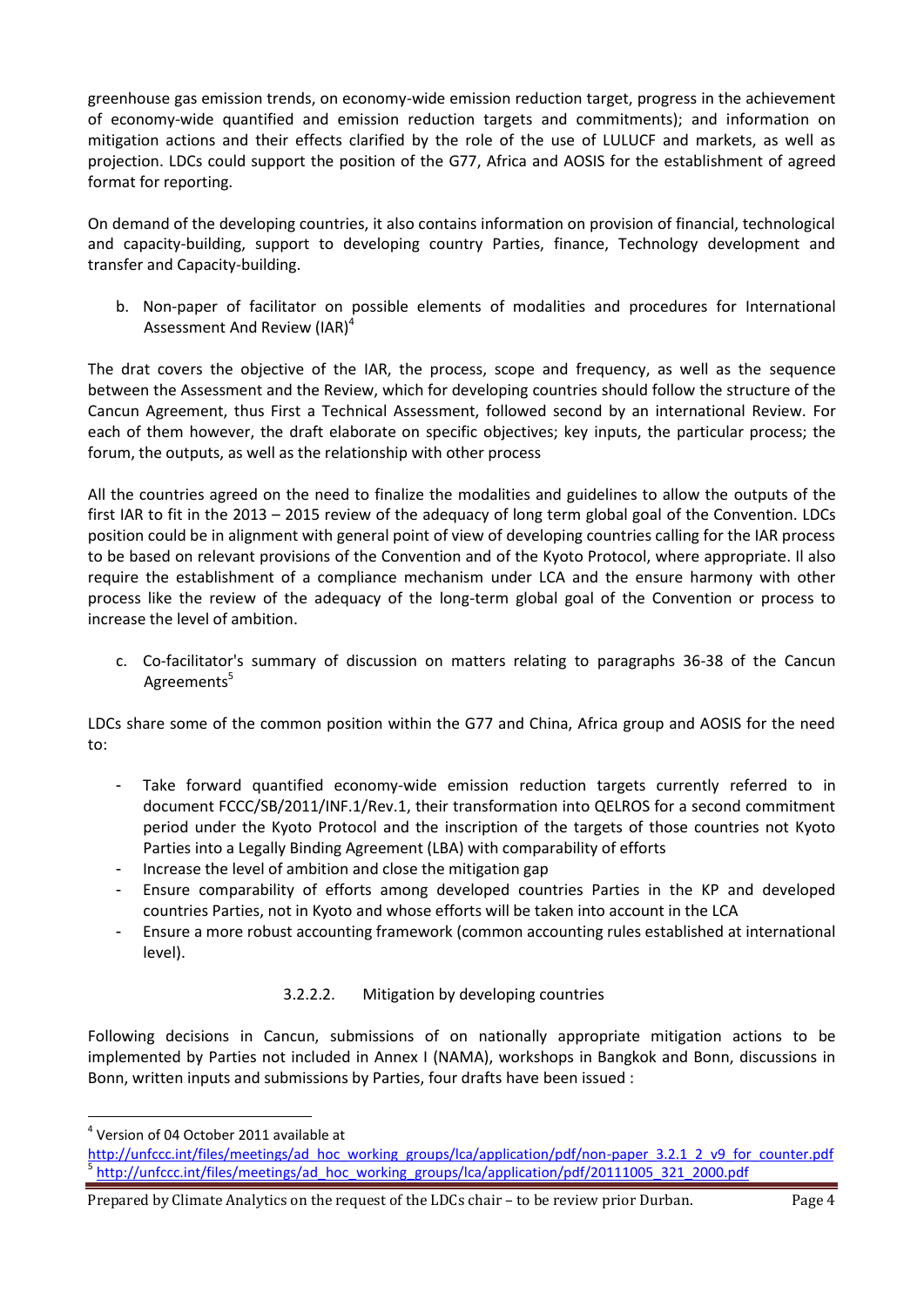greenhouse gas emission trends, on economy-wide emission reduction target, progress in the achievement of economy-wide quantified and emission reduction targets and commitments); and information on mitigation actions and their effects clarified by the role of the use of LULUCF and markets, as well as projection. LDCs could support the position of the G77, Africa and AOSIS for the establishment of agreed format for reporting.

On demand of the developing countries, it also contains information on provision of financial, technological and capacity-building, support to developing country Parties, finance, Technology development and transfer and Capacity-building.

b. Non-paper of facilitator on possible elements of modalities and procedures for International Assessment And Review (IAR)[4]

The drat covers the objective of the IAR, the process, scope and frequency, as well as the sequence between the Assessment and the Review, which for developing countries should follow the structure of the Cancun Agreement, thus First a Technical Assessment, followed second by an international Review. For each of them however, the draft elaborate on specific objectives; key inputs, the particular process; the forum, the outputs, as well as the relationship with other process

All the countries agreed on the need to finalize the modalities and guidelines to allow the outputs of the first IAR to fit in the 2013 – 2015 review of the adequacy of long term global goal of the Convention. LDCs position could be in alignment with general point of view of developing countries calling for the IAR process to be based on relevant provisions of the Convention and of the Kyoto Protocol, where appropriate. Il also require the establishment of a compliance mechanism under LCA and the ensure harmony with other process like the review of the adequacy of the long-term global goal of the Convention or process to increase the level of ambition.

c. Co-facilitator's summary of discussion on matters relating to paragraphs 36-38 of the Cancun Agreements[5]

LDCs share some of the common position within the G77 and China, Africa group and AOSIS for the need to:

- Take forward quantified economy-wide emission reduction targets currently referred to in document FCCC/SB/2011/INF.1/Rev.1, their transformation into QELROS for a second commitment period under the Kyoto Protocol and the inscription of the targets of those countries not Kyoto Parties into a Legally Binding Agreement (LBA) with comparability of efforts
- Increase the level of ambition and close the mitigation gap
- Ensure comparability of efforts among developed countries Parties in the KP and developed countries Parties, not in Kyoto and whose efforts will be taken into account in the LCA
- Ensure a more robust accounting framework (common accounting rules established at international level).

#### 3.2.2.2. Mitigation by developing countries

Following decisions in Cancun, submissions of on nationally appropriate mitigation actions to be implemented by Parties not included in Annex I (NAMA), workshops in Bangkok and Bonn, discussions in Bonn, written inputs and submissions by Parties, four drafts have been issued :

---

[4] Version of 04 October 2011 available at http://unfccc.int/files/meetings/ad_hoc_working_groups/lca/application/pdf/non-paper_3.2.1_2_v9_for_counter.pdf

[5] http://unfccc.int/files/meetings/ad_hoc_working_groups/lca/application/pdf/20111005_321_2000.pdf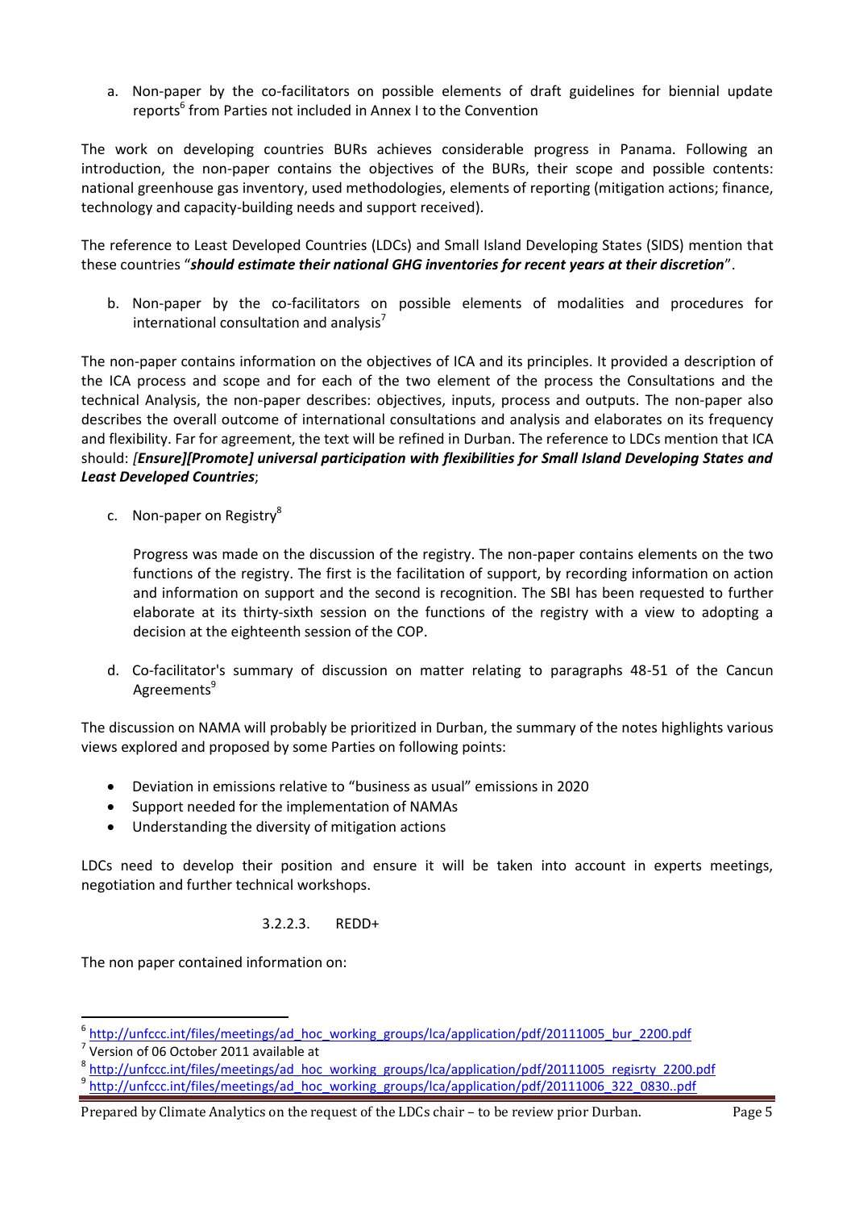a. Non-paper by the co-facilitators on possible elements of draft guidelines for biennial update reports[6] from Parties not included in Annex I to the Convention

The work on developing countries BURs achieves considerable progress in Panama. Following an introduction, the non-paper contains the objectives of the BURs, their scope and possible contents: national greenhouse gas inventory, used methodologies, elements of reporting (mitigation actions; finance, technology and capacity-building needs and support received).

The reference to Least Developed Countries (LDCs) and Small Island Developing States (SIDS) mention that these countries "***should estimate their national GHG inventories for recent years at their discretion***".

b. Non-paper by the co-facilitators on possible elements of modalities and procedures for international consultation and analysis[7]

The non-paper contains information on the objectives of ICA and its principles. It provided a description of the ICA process and scope and for each of the two element of the process the Consultations and the technical Analysis, the non-paper describes: objectives, inputs, process and outputs. The non-paper also describes the overall outcome of international consultations and analysis and elaborates on its frequency and flexibility. Far for agreement, the text will be refined in Durban. The reference to LDCs mention that ICA should: *[**Ensure][Promote] universal participation with flexibilities for Small Island Developing States and Least Developed Countries***;

c. Non-paper on Registry[8]

Progress was made on the discussion of the registry. The non-paper contains elements on the two functions of the registry. The first is the facilitation of support, by recording information on action and information on support and the second is recognition. The SBI has been requested to further elaborate at its thirty-sixth session on the functions of the registry with a view to adopting a decision at the eighteenth session of the COP.

d. Co-facilitator's summary of discussion on matter relating to paragraphs 48-51 of the Cancun Agreements[9]

The discussion on NAMA will probably be prioritized in Durban, the summary of the notes highlights various views explored and proposed by some Parties on following points:

- Deviation in emissions relative to "business as usual" emissions in 2020
- Support needed for the implementation of NAMAs
- Understanding the diversity of mitigation actions

LDCs need to develop their position and ensure it will be taken into account in experts meetings, negotiation and further technical workshops.

#### 3.2.2.3. REDD+

The non paper contained information on:

---

[6] http://unfccc.int/files/meetings/ad_hoc_working_groups/lca/application/pdf/20111005_bur_2200.pdf

[7] Version of 06 October 2011 available at

[8] http://unfccc.int/files/meetings/ad_hoc_working_groups/lca/application/pdf/20111005_regisrty_2200.pdf

[9] http://unfccc.int/files/meetings/ad_hoc_working_groups/lca/application/pdf/20111006_322_0830..pdf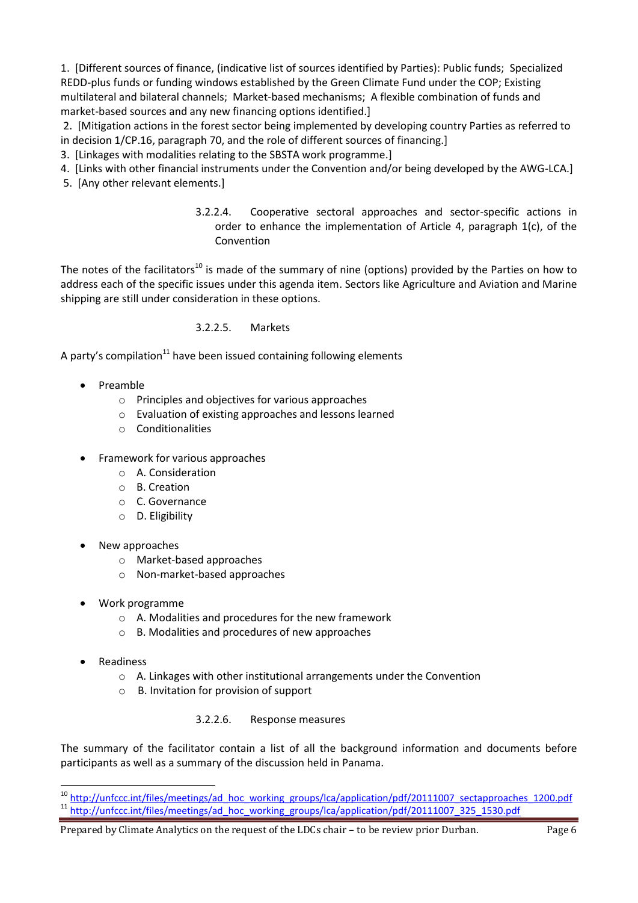1. [Different sources of finance, (indicative list of sources identified by Parties): Public funds; Specialized REDD-plus funds or funding windows established by the Green Climate Fund under the COP; Existing multilateral and bilateral channels; Market-based mechanisms; A flexible combination of funds and market-based sources and any new financing options identified.]
2. [Mitigation actions in the forest sector being implemented by developing country Parties as referred to in decision 1/CP.16, paragraph 70, and the role of different sources of financing.]
3. [Linkages with modalities relating to the SBSTA work programme.]
4. [Links with other financial instruments under the Convention and/or being developed by the AWG-LCA.]
5. [Any other relevant elements.]

#### 3.2.2.4. Cooperative sectoral approaches and sector-specific actions in order to enhance the implementation of Article 4, paragraph 1(c), of the Convention

The notes of the facilitators[10] is made of the summary of nine (options) provided by the Parties on how to address each of the specific issues under this agenda item. Sectors like Agriculture and Aviation and Marine shipping are still under consideration in these options.

#### 3.2.2.5. Markets

A party's compilation[11] have been issued containing following elements

- Preamble
  - Principles and objectives for various approaches
  - Evaluation of existing approaches and lessons learned
  - Conditionalities
- Framework for various approaches
  - A. Consideration
  - B. Creation
  - C. Governance
  - D. Eligibility
- New approaches
  - Market-based approaches
  - Non-market-based approaches
- Work programme
  - A. Modalities and procedures for the new framework
  - B. Modalities and procedures of new approaches
- Readiness
  - A. Linkages with other institutional arrangements under the Convention
  - B. Invitation for provision of support

#### 3.2.2.6. Response measures

The summary of the facilitator contain a list of all the background information and documents before participants as well as a summary of the discussion held in Panama.

---

[10] http://unfccc.int/files/meetings/ad_hoc_working_groups/lca/application/pdf/20111007_sectapproaches_1200.pdf

[11] http://unfccc.int/files/meetings/ad_hoc_working_groups/lca/application/pdf/20111007_325_1530.pdf

Prepared by Climate Analytics on the request of the LDCs chair – to be review prior Durban.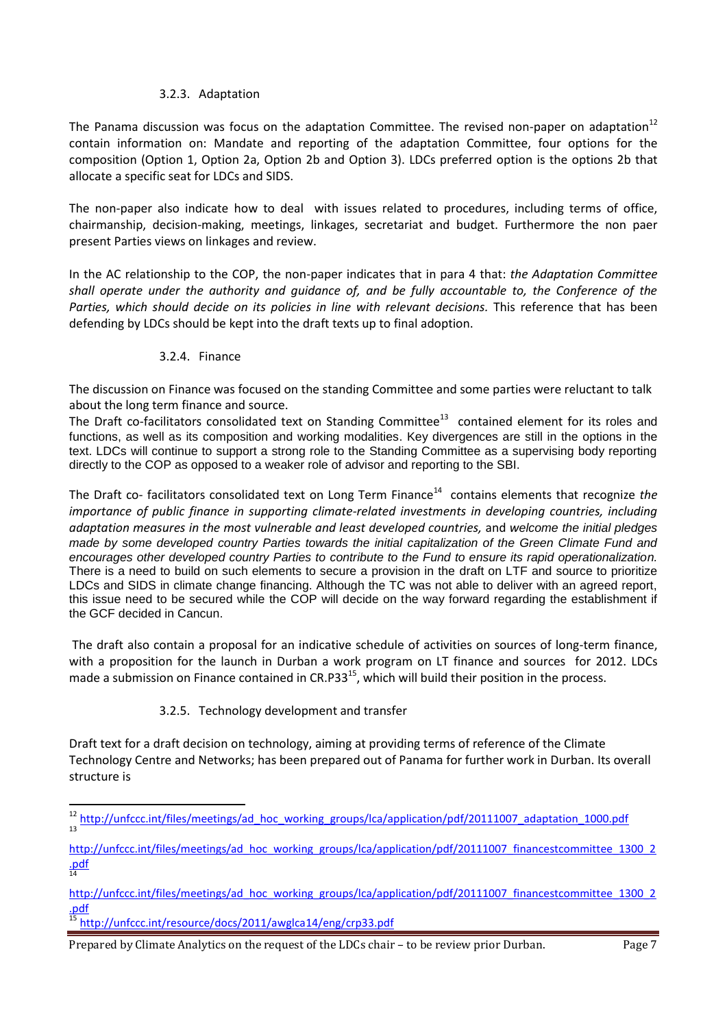#### 3.2.3. Adaptation

The Panama discussion was focus on the adaptation Committee. The revised non-paper on adaptation[12] contain information on: Mandate and reporting of the adaptation Committee, four options for the composition (Option 1, Option 2a, Option 2b and Option 3). LDCs preferred option is the options 2b that allocate a specific seat for LDCs and SIDS.

The non-paper also indicate how to deal with issues related to procedures, including terms of office, chairmanship, decision-making, meetings, linkages, secretariat and budget. Furthermore the non paer present Parties views on linkages and review.

In the AC relationship to the COP, the non-paper indicates that in para 4 that: *the Adaptation Committee shall operate under the authority and guidance of, and be fully accountable to, the Conference of the Parties, which should decide on its policies in line with relevant decisions.* This reference that has been defending by LDCs should be kept into the draft texts up to final adoption.

#### 3.2.4. Finance

The discussion on Finance was focused on the standing Committee and some parties were reluctant to talk about the long term finance and source.

The Draft co-facilitators consolidated text on Standing Committee[13] contained element for its roles and functions, as well as its composition and working modalities. Key divergences are still in the options in the text. LDCs will continue to support a strong role to the Standing Committee as a supervising body reporting directly to the COP as opposed to a weaker role of advisor and reporting to the SBI.

The Draft co- facilitators consolidated text on Long Term Finance[14] contains elements that recognize *the importance of public finance in supporting climate-related investments in developing countries, including adaptation measures in the most vulnerable and least developed countries,* and *welcome the initial pledges made by some developed country Parties towards the initial capitalization of the Green Climate Fund and encourages other developed country Parties to contribute to the Fund to ensure its rapid operationalization.* There is a need to build on such elements to secure a provision in the draft on LTF and source to prioritize LDCs and SIDS in climate change financing. Although the TC was not able to deliver with an agreed report, this issue need to be secured while the COP will decide on the way forward regarding the establishment if the GCF decided in Cancun.

The draft also contain a proposal for an indicative schedule of activities on sources of long-term finance, with a proposition for the launch in Durban a work program on LT finance and sources for 2012. LDCs made a submission on Finance contained in CR.P33[15], which will build their position in the process.

#### 3.2.5. Technology development and transfer

Draft text for a draft decision on technology, aiming at providing terms of reference of the Climate Technology Centre and Networks; has been prepared out of Panama for further work in Durban. Its overall structure is

---

[12] http://unfccc.int/files/meetings/ad_hoc_working_groups/lca/application/pdf/20111007_adaptation_1000.pdf

[13] http://unfccc.int/files/meetings/ad_hoc_working_groups/lca/application/pdf/20111007_financestcommittee_1300_2.pdf

[14] http://unfccc.int/files/meetings/ad_hoc_working_groups/lca/application/pdf/20111007_financestcommittee_1300_2.pdf

[15] http://unfccc.int/resource/docs/2011/awglca14/eng/crp33.pdf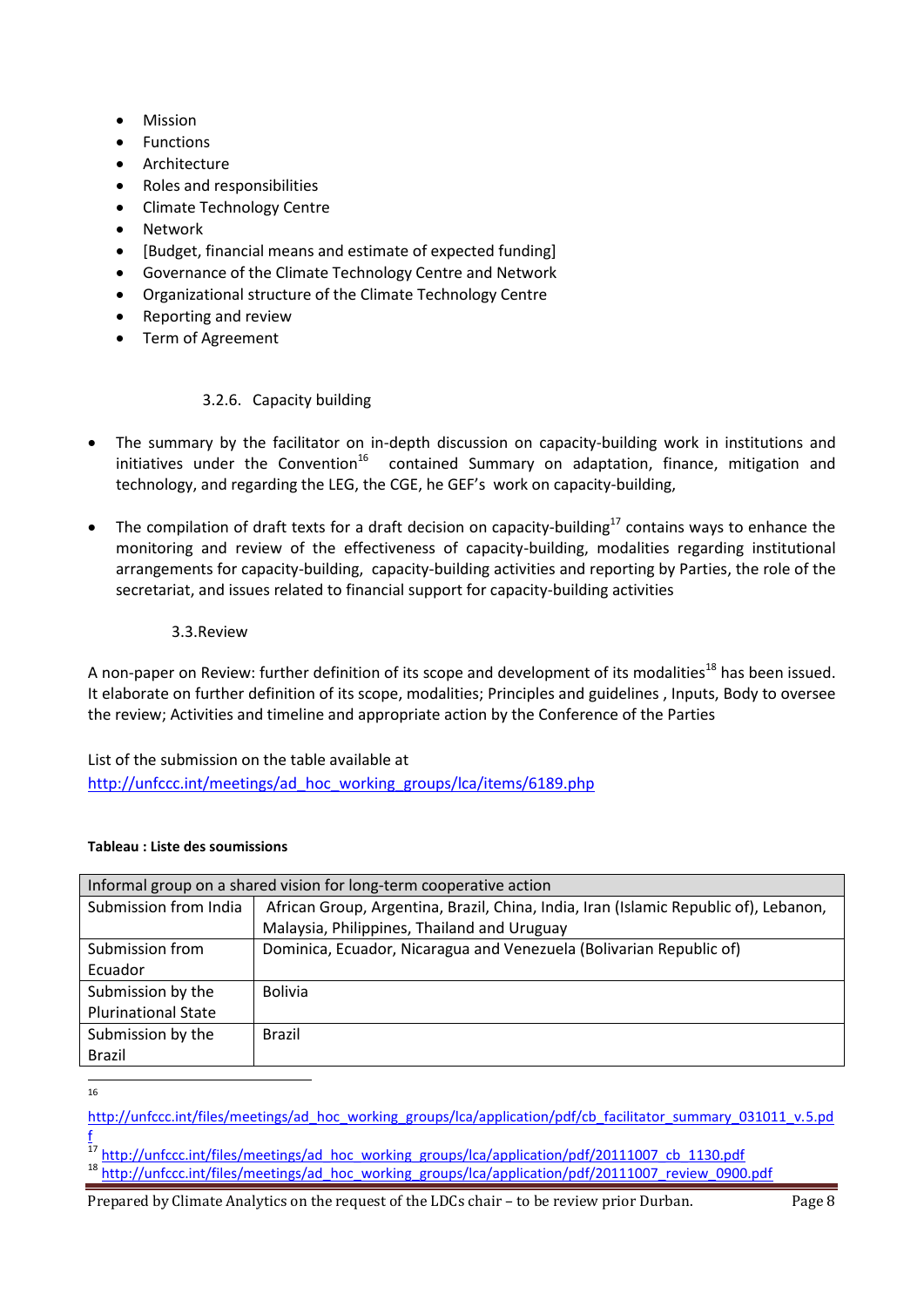- Mission
- Functions
- Architecture
- Roles and responsibilities
- Climate Technology Centre
- Network
- [Budget, financial means and estimate of expected funding]
- Governance of the Climate Technology Centre and Network
- Organizational structure of the Climate Technology Centre
- Reporting and review
- Term of Agreement

#### 3.2.6. Capacity building

- The summary by the facilitator on in-depth discussion on capacity-building work in institutions and initiatives under the Convention[16] contained Summary on adaptation, finance, mitigation and technology, and regarding the LEG, the CGE, he GEF's work on capacity-building,

- The compilation of draft texts for a draft decision on capacity-building[17] contains ways to enhance the monitoring and review of the effectiveness of capacity-building, modalities regarding institutional arrangements for capacity-building, capacity-building activities and reporting by Parties, the role of the secretariat, and issues related to financial support for capacity-building activities

### 3.3.Review

A non-paper on Review: further definition of its scope and development of its modalities[18] has been issued. It elaborate on further definition of its scope, modalities; Principles and guidelines , Inputs, Body to oversee the review; Activities and timeline and appropriate action by the Conference of the Parties

List of the submission on the table available at
http://unfccc.int/meetings/ad_hoc_working_groups/lca/items/6189.php

**Tableau : Liste des soumissions**

| Informal group on a shared vision for long-term cooperative action | |
|---|---|
| Submission from India | African Group, Argentina, Brazil, China, India, Iran (Islamic Republic of), Lebanon, Malaysia, Philippines, Thailand and Uruguay |
| Submission from Ecuador | Dominica, Ecuador, Nicaragua and Venezuela (Bolivarian Republic of) |
| Submission by the Plurinational State | Bolivia |
| Submission by the Brazil | Brazil |

[16] http://unfccc.int/files/meetings/ad_hoc_working_groups/lca/application/pdf/cb_facilitator_summary_031011_v.5.pdf

[17] http://unfccc.int/files/meetings/ad_hoc_working_groups/lca/application/pdf/20111007_cb_1130.pdf

[18] http://unfccc.int/files/meetings/ad_hoc_working_groups/lca/application/pdf/20111007_review_0900.pdf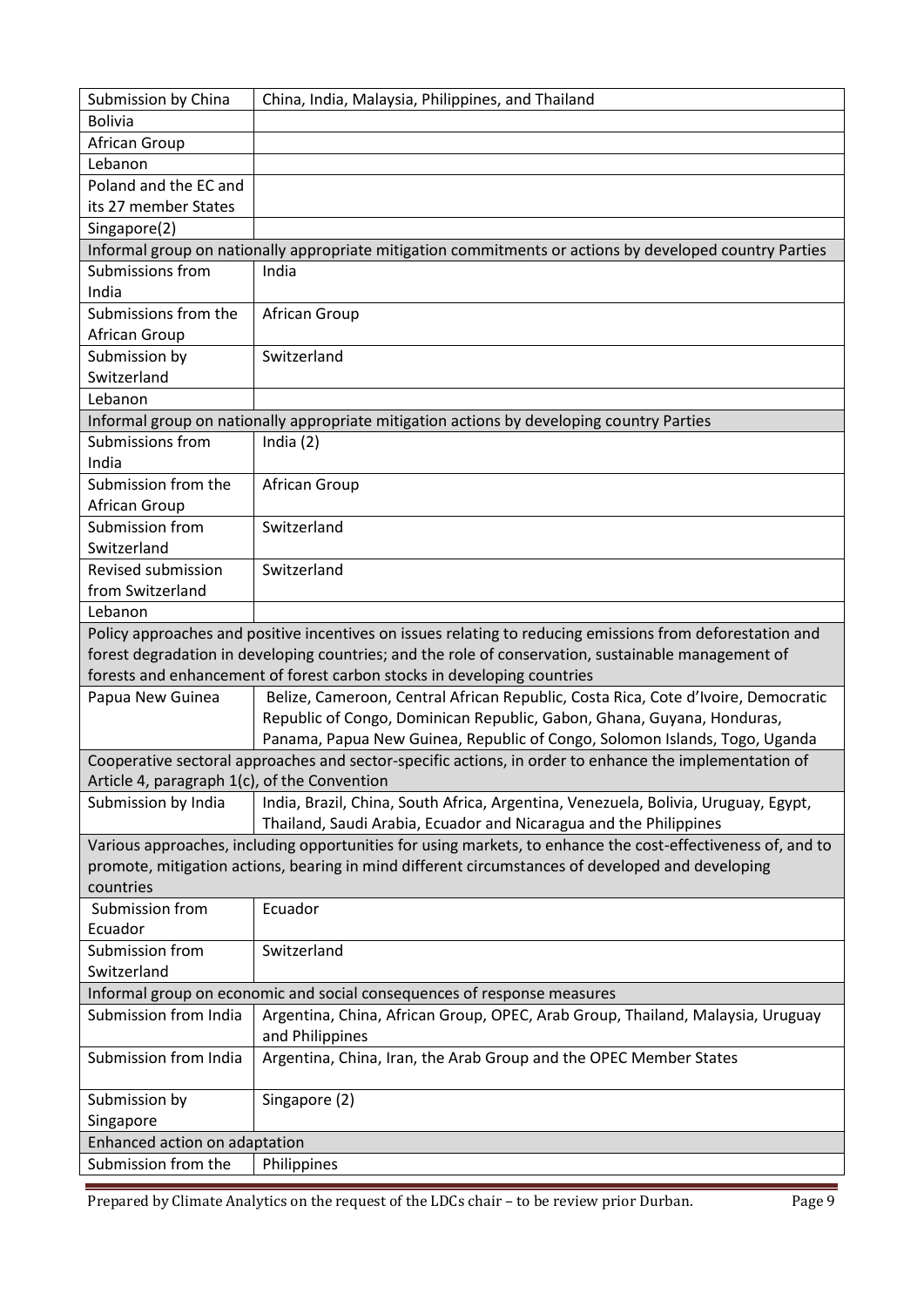| | |
|---|---|
| Submission by China | China, India, Malaysia, Philippines, and Thailand |
| Bolivia | |
| African Group | |
| Lebanon | |
| Poland and the EC and its 27 member States | |
| Singapore(2) | |
| Informal group on nationally appropriate mitigation commitments or actions by developed country Parties | |
| Submissions from India | India |
| Submissions from the African Group | African Group |
| Submission by Switzerland | Switzerland |
| Lebanon | |
| Informal group on nationally appropriate mitigation actions by developing country Parties | |
| Submissions from India | India (2) |
| Submission from the African Group | African Group |
| Submission from Switzerland | Switzerland |
| Revised submission from Switzerland | Switzerland |
| Lebanon | |
| Policy approaches and positive incentives on issues relating to reducing emissions from deforestation and forest degradation in developing countries; and the role of conservation, sustainable management of forests and enhancement of forest carbon stocks in developing countries | |
| Papua New Guinea | Belize, Cameroon, Central African Republic, Costa Rica, Cote d'Ivoire, Democratic Republic of Congo, Dominican Republic, Gabon, Ghana, Guyana, Honduras, Panama, Papua New Guinea, Republic of Congo, Solomon Islands, Togo, Uganda |
| Cooperative sectoral approaches and sector-specific actions, in order to enhance the implementation of Article 4, paragraph 1(c), of the Convention | |
| Submission by India | India, Brazil, China, South Africa, Argentina, Venezuela, Bolivia, Uruguay, Egypt, Thailand, Saudi Arabia, Ecuador and Nicaragua and the Philippines |
| Various approaches, including opportunities for using markets, to enhance the cost-effectiveness of, and to promote, mitigation actions, bearing in mind different circumstances of developed and developing countries | |
| Submission from Ecuador | Ecuador |
| Submission from Switzerland | Switzerland |
| Informal group on economic and social consequences of response measures | |
| Submission from India | Argentina, China, African Group, OPEC, Arab Group, Thailand, Malaysia, Uruguay and Philippines |
| Submission from India | Argentina, China, Iran, the Arab Group and the OPEC Member States |
| Submission by Singapore | Singapore (2) |
| Enhanced action on adaptation | |
| Submission from the | Philippines |

Prepared by Climate Analytics on the request of the LDCs chair – to be review prior Durban.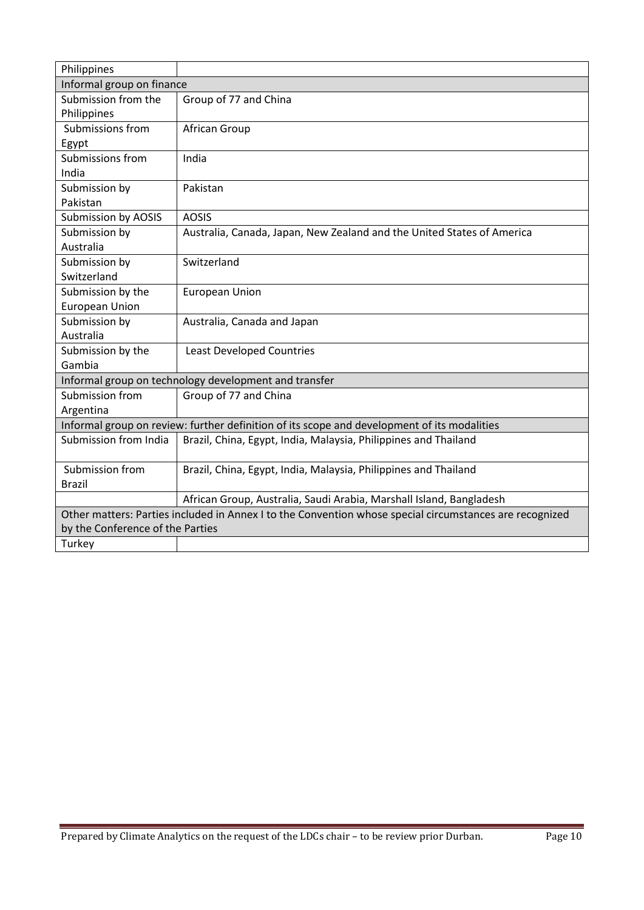| | |
|---|---|
| Philippines | |
| Informal group on finance | |
| Submission from the Philippines | Group of 77 and China |
| Submissions from Egypt | African Group |
| Submissions from India | India |
| Submission by Pakistan | Pakistan |
| Submission by AOSIS | AOSIS |
| Submission by Australia | Australia, Canada, Japan, New Zealand and the United States of America |
| Submission by Switzerland | Switzerland |
| Submission by the European Union | European Union |
| Submission by Australia | Australia, Canada and Japan |
| Submission by the Gambia | Least Developed Countries |
| Informal group on technology development and transfer | |
| Submission from Argentina | Group of 77 and China |
| Informal group on review: further definition of its scope and development of its modalities | |
| Submission from India | Brazil, China, Egypt, India, Malaysia, Philippines and Thailand |
| Submission from Brazil | Brazil, China, Egypt, India, Malaysia, Philippines and Thailand |
| | African Group, Australia, Saudi Arabia, Marshall Island, Bangladesh |
| Other matters: Parties included in Annex I to the Convention whose special circumstances are recognized by the Conference of the Parties | |
| Turkey | |